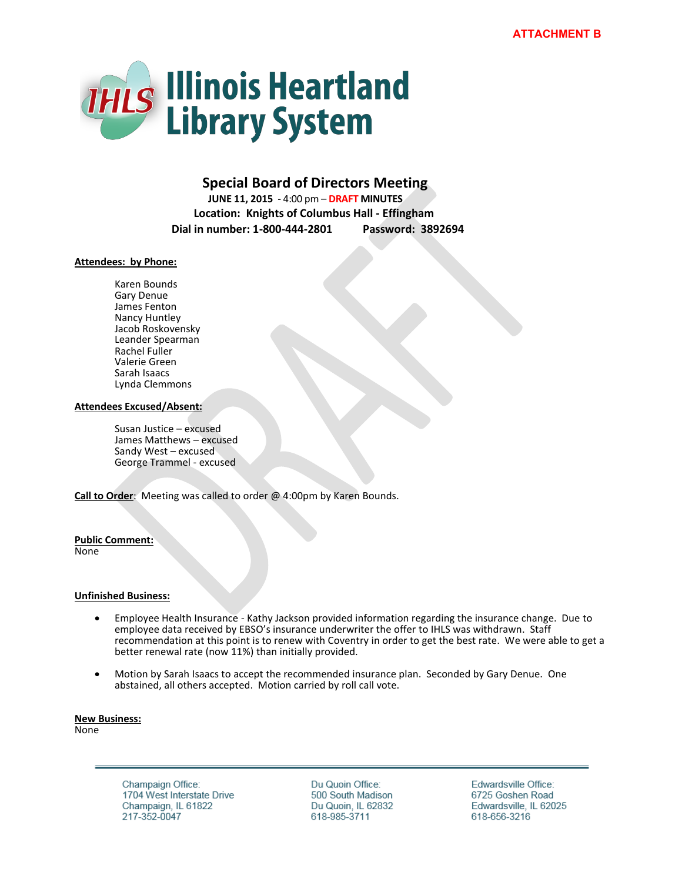**ATTACHMENT B**

# Illinois Heartland Library System

## Special Board of Directors Meeting

**JUNE 11, 2015** - 4:00 pm – **DRAFT MINUTES**

**Location: Knights of Columbus Hall - Effingham**

**Dial in number: 1-800-444-2801 Password: 3892694**

**Attendees: by Phone:**

Karen Bounds
Gary Denue
James Fenton
Nancy Huntley
Jacob Roskovensky
Leander Spearman
Rachel Fuller
Valerie Green
Sarah Isaacs
Lynda Clemmons

**Attendees Excused/Absent:**

Susan Justice – excused
James Matthews – excused
Sandy West – excused
George Trammel - excused

**Call to Order**: Meeting was called to order @ 4:00pm by Karen Bounds.

**Public Comment:**
None

**Unfinished Business:**

- Employee Health Insurance - Kathy Jackson provided information regarding the insurance change. Due to employee data received by EBSO's insurance underwriter the offer to IHLS was withdrawn. Staff recommendation at this point is to renew with Coventry in order to get the best rate. We were able to get a better renewal rate (now 11%) than initially provided.
- Motion by Sarah Isaacs to accept the recommended insurance plan. Seconded by Gary Denue. One abstained, all others accepted. Motion carried by roll call vote.

**New Business:**
None

Champaign Office:
1704 West Interstate Drive
Champaign, IL 61822
217-352-0047

Du Quoin Office:
500 South Madison
Du Quoin, IL 62832
618-985-3711

Edwardsville Office:
6725 Goshen Road
Edwardsville, IL 62025
618-656-3216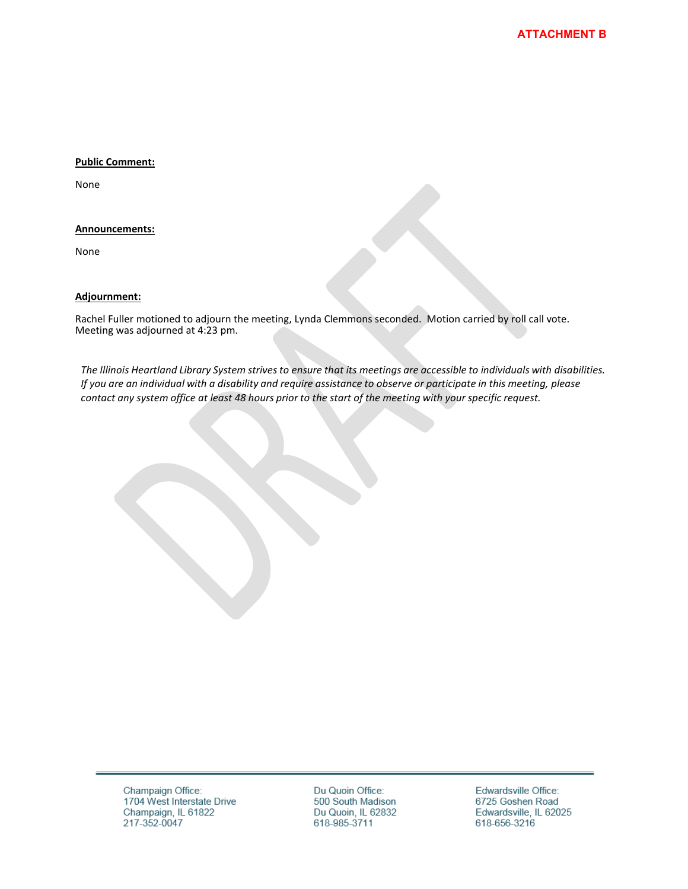**Public Comment:**

None

**Announcements:**

None

**Adjournment:**

Rachel Fuller motioned to adjourn the meeting, Lynda Clemmons seconded. Motion carried by roll call vote. Meeting was adjourned at 4:23 pm.

*The Illinois Heartland Library System strives to ensure that its meetings are accessible to individuals with disabilities. If you are an individual with a disability and require assistance to observe or participate in this meeting, please contact any system office at least 48 hours prior to the start of the meeting with your specific request.*